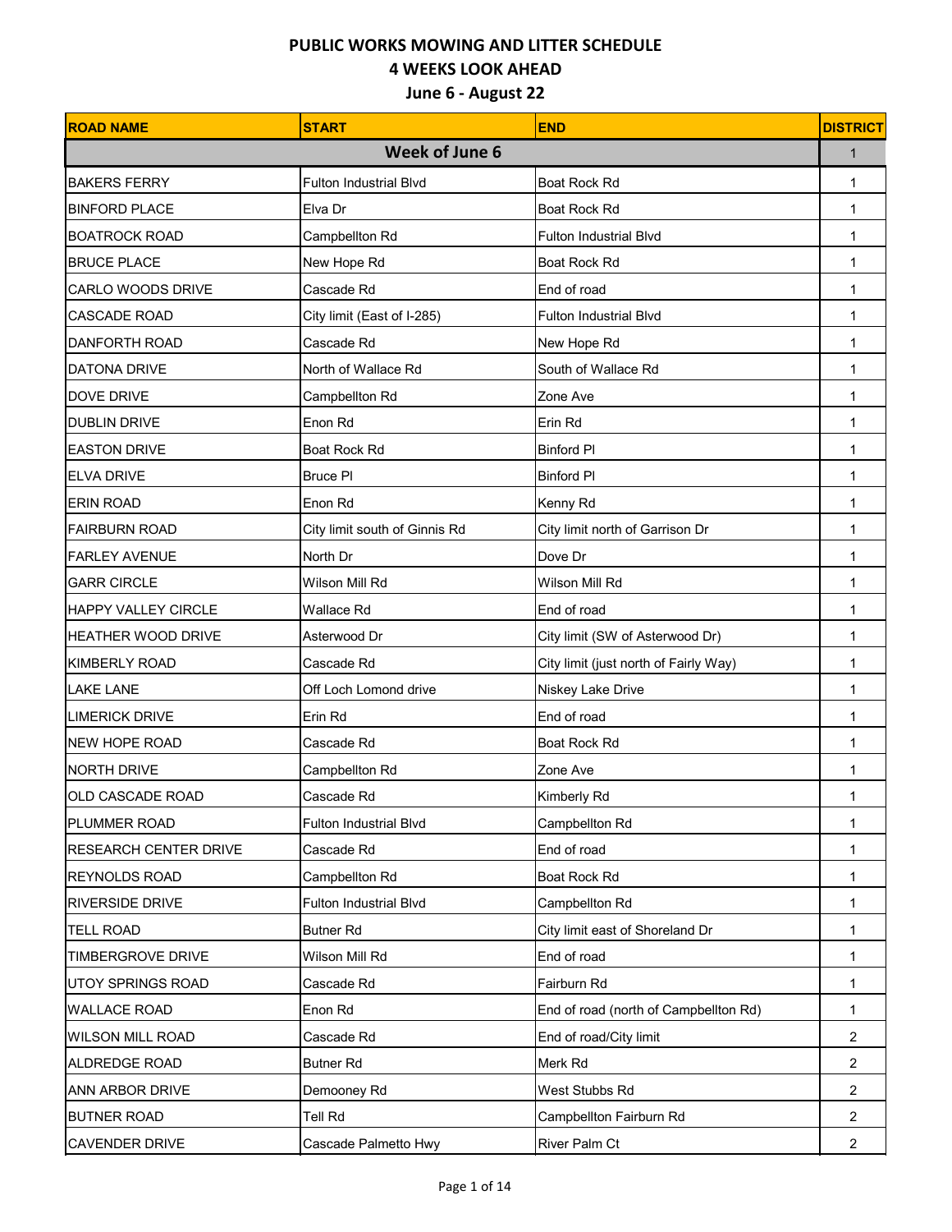# PUBLIC WORKS MOWING AND LITTER SCHEDULE
## 4 WEEKS LOOK AHEAD
## June 6 - August 22

| ROAD NAME | START | END | DISTRICT |
|---|---|---|---|
| **Week of June 6** | | | 1 |
| BAKERS FERRY | Fulton Industrial Blvd | Boat Rock Rd | 1 |
| BINFORD PLACE | Elva Dr | Boat Rock Rd | 1 |
| BOATROCK ROAD | Campbellton Rd | Fulton Industrial Blvd | 1 |
| BRUCE PLACE | New Hope Rd | Boat Rock Rd | 1 |
| CARLO WOODS DRIVE | Cascade Rd | End of road | 1 |
| CASCADE ROAD | City limit (East of I-285) | Fulton Industrial Blvd | 1 |
| DANFORTH ROAD | Cascade Rd | New Hope Rd | 1 |
| DATONA DRIVE | North of Wallace Rd | South of Wallace Rd | 1 |
| DOVE DRIVE | Campbellton Rd | Zone Ave | 1 |
| DUBLIN DRIVE | Enon Rd | Erin Rd | 1 |
| EASTON DRIVE | Boat Rock Rd | Binford Pl | 1 |
| ELVA DRIVE | Bruce Pl | Binford Pl | 1 |
| ERIN ROAD | Enon Rd | Kenny Rd | 1 |
| FAIRBURN ROAD | City limit south of Ginnis Rd | City limit north of Garrison Dr | 1 |
| FARLEY AVENUE | North Dr | Dove Dr | 1 |
| GARR CIRCLE | Wilson Mill Rd | Wilson Mill Rd | 1 |
| HAPPY VALLEY CIRCLE | Wallace Rd | End of road | 1 |
| HEATHER WOOD DRIVE | Asterwood Dr | City limit (SW of Asterwood Dr) | 1 |
| KIMBERLY ROAD | Cascade Rd | City limit (just north of Fairly Way) | 1 |
| LAKE LANE | Off Loch Lomond drive | Niskey Lake Drive | 1 |
| LIMERICK DRIVE | Erin Rd | End of road | 1 |
| NEW HOPE ROAD | Cascade Rd | Boat Rock Rd | 1 |
| NORTH DRIVE | Campbellton Rd | Zone Ave | 1 |
| OLD CASCADE ROAD | Cascade Rd | Kimberly Rd | 1 |
| PLUMMER ROAD | Fulton Industrial Blvd | Campbellton Rd | 1 |
| RESEARCH CENTER DRIVE | Cascade Rd | End of road | 1 |
| REYNOLDS ROAD | Campbellton Rd | Boat Rock Rd | 1 |
| RIVERSIDE DRIVE | Fulton Industrial Blvd | Campbellton Rd | 1 |
| TELL ROAD | Butner Rd | City limit east of Shoreland Dr | 1 |
| TIMBERGROVE DRIVE | Wilson Mill Rd | End of road | 1 |
| UTOY SPRINGS ROAD | Cascade Rd | Fairburn Rd | 1 |
| WALLACE ROAD | Enon Rd | End of road (north of Campbellton Rd) | 1 |
| WILSON MILL ROAD | Cascade Rd | End of road/City limit | 2 |
| ALDREDGE ROAD | Butner Rd | Merk Rd | 2 |
| ANN ARBOR DRIVE | Demooney Rd | West Stubbs Rd | 2 |
| BUTNER ROAD | Tell Rd | Campbellton Fairburn Rd | 2 |
| CAVENDER DRIVE | Cascade Palmetto Hwy | River Palm Ct | 2 |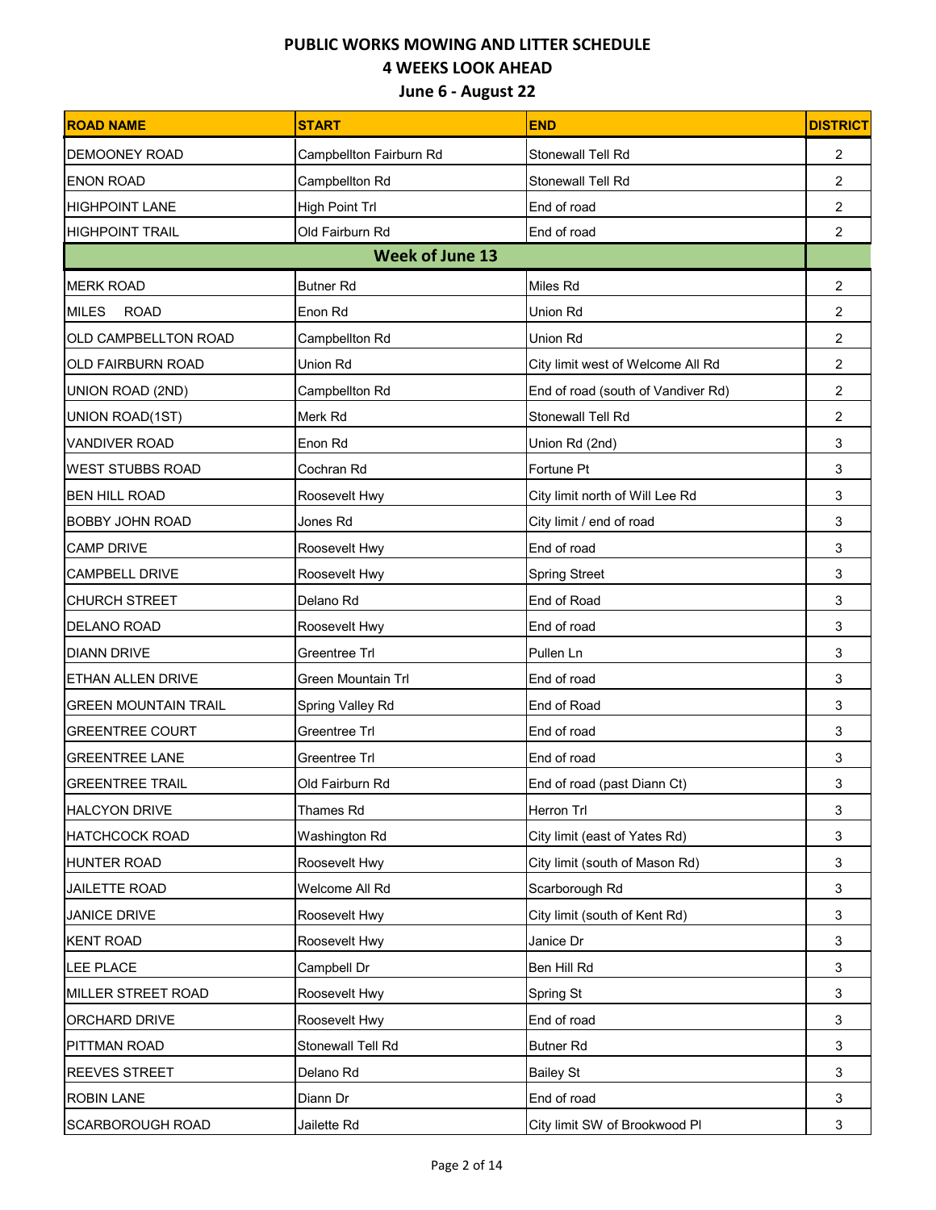# PUBLIC WORKS MOWING AND LITTER SCHEDULE
## 4 WEEKS LOOK AHEAD
## June 6 - August 22

| ROAD NAME | START | END | DISTRICT |
|---|---|---|---|
| DEMOONEY ROAD | Campbellton Fairburn Rd | Stonewall Tell Rd | 2 |
| ENON ROAD | Campbellton Rd | Stonewall Tell Rd | 2 |
| HIGHPOINT LANE | High Point Trl | End of road | 2 |
| HIGHPOINT TRAIL | Old Fairburn Rd | End of road | 2 |
| **Week of June 13** | | | |
| MERK ROAD | Butner Rd | Miles Rd | 2 |
| MILES ROAD | Enon Rd | Union Rd | 2 |
| OLD CAMPBELLTON ROAD | Campbellton Rd | Union Rd | 2 |
| OLD FAIRBURN ROAD | Union Rd | City limit west of Welcome All Rd | 2 |
| UNION ROAD (2ND) | Campbellton Rd | End of road (south of Vandiver Rd) | 2 |
| UNION ROAD(1ST) | Merk Rd | Stonewall Tell Rd | 2 |
| VANDIVER ROAD | Enon Rd | Union Rd (2nd) | 3 |
| WEST STUBBS ROAD | Cochran Rd | Fortune Pt | 3 |
| BEN HILL ROAD | Roosevelt Hwy | City limit north of Will Lee Rd | 3 |
| BOBBY JOHN ROAD | Jones Rd | City limit / end of road | 3 |
| CAMP DRIVE | Roosevelt Hwy | End of road | 3 |
| CAMPBELL DRIVE | Roosevelt Hwy | Spring Street | 3 |
| CHURCH STREET | Delano Rd | End of Road | 3 |
| DELANO ROAD | Roosevelt Hwy | End of road | 3 |
| DIANN DRIVE | Greentree Trl | Pullen Ln | 3 |
| ETHAN ALLEN DRIVE | Green Mountain Trl | End of road | 3 |
| GREEN MOUNTAIN TRAIL | Spring Valley Rd | End of Road | 3 |
| GREENTREE COURT | Greentree Trl | End of road | 3 |
| GREENTREE LANE | Greentree Trl | End of road | 3 |
| GREENTREE TRAIL | Old Fairburn Rd | End of road (past Diann Ct) | 3 |
| HALCYON DRIVE | Thames Rd | Herron Trl | 3 |
| HATCHCOCK ROAD | Washington Rd | City limit (east of Yates Rd) | 3 |
| HUNTER ROAD | Roosevelt Hwy | City limit (south of Mason Rd) | 3 |
| JAILETTE ROAD | Welcome All Rd | Scarborough Rd | 3 |
| JANICE DRIVE | Roosevelt Hwy | City limit (south of Kent Rd) | 3 |
| KENT ROAD | Roosevelt Hwy | Janice Dr | 3 |
| LEE PLACE | Campbell Dr | Ben Hill Rd | 3 |
| MILLER STREET ROAD | Roosevelt Hwy | Spring St | 3 |
| ORCHARD DRIVE | Roosevelt Hwy | End of road | 3 |
| PITTMAN ROAD | Stonewall Tell Rd | Butner Rd | 3 |
| REEVES STREET | Delano Rd | Bailey St | 3 |
| ROBIN LANE | Diann Dr | End of road | 3 |
| SCARBOROUGH ROAD | Jailette Rd | City limit SW of Brookwood Pl | 3 |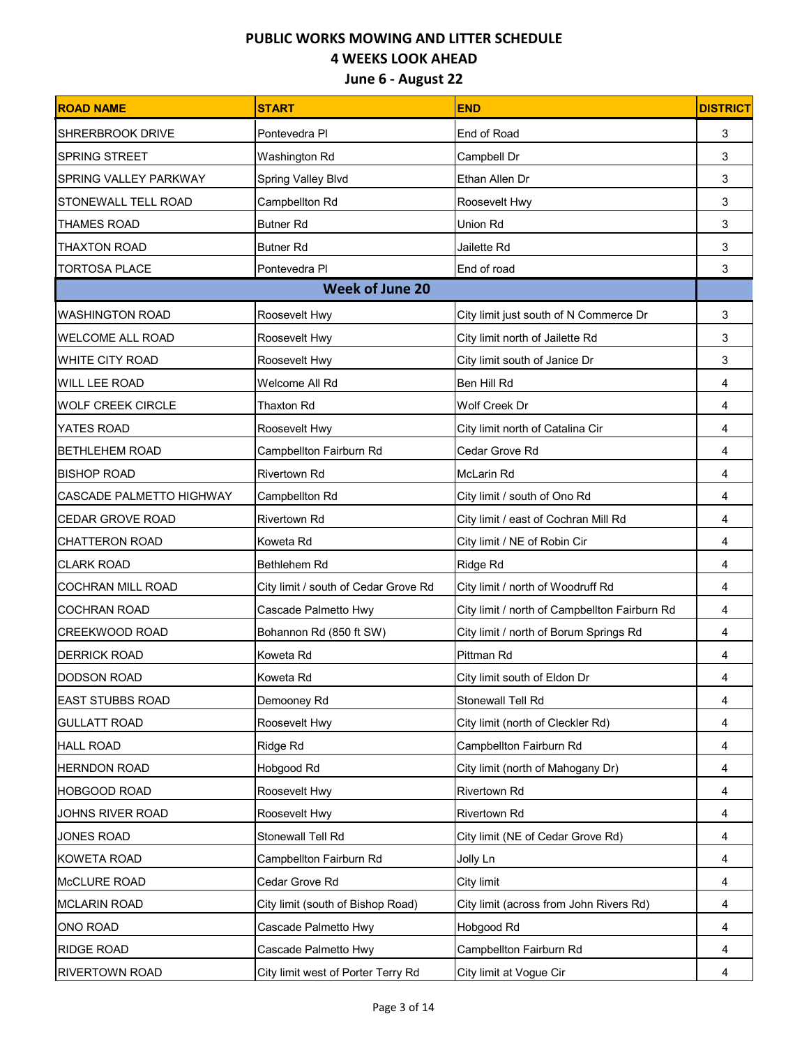# PUBLIC WORKS MOWING AND LITTER SCHEDULE

## 4 WEEKS LOOK AHEAD

### June 6 - August 22

| ROAD NAME | START | END | DISTRICT |
|---|---|---|---|
| SHRERBROOK DRIVE | Pontevedra Pl | End of Road | 3 |
| SPRING STREET | Washington Rd | Campbell Dr | 3 |
| SPRING VALLEY PARKWAY | Spring Valley Blvd | Ethan Allen Dr | 3 |
| STONEWALL TELL ROAD | Campbellton Rd | Roosevelt Hwy | 3 |
| THAMES ROAD | Butner Rd | Union Rd | 3 |
| THAXTON ROAD | Butner Rd | Jailette Rd | 3 |
| TORTOSA PLACE | Pontevedra Pl | End of road | 3 |
| **Week of June 20** | | | |
| WASHINGTON ROAD | Roosevelt Hwy | City limit just south of N Commerce Dr | 3 |
| WELCOME ALL ROAD | Roosevelt Hwy | City limit north of Jailette Rd | 3 |
| WHITE CITY ROAD | Roosevelt Hwy | City limit south of Janice Dr | 3 |
| WILL LEE ROAD | Welcome All Rd | Ben Hill Rd | 4 |
| WOLF CREEK CIRCLE | Thaxton Rd | Wolf Creek Dr | 4 |
| YATES ROAD | Roosevelt Hwy | City limit north of Catalina Cir | 4 |
| BETHLEHEM ROAD | Campbellton Fairburn Rd | Cedar Grove Rd | 4 |
| BISHOP ROAD | Rivertown Rd | McLarin Rd | 4 |
| CASCADE PALMETTO HIGHWAY | Campbellton Rd | City limit / south of Ono Rd | 4 |
| CEDAR GROVE ROAD | Rivertown Rd | City limit / east of Cochran Mill Rd | 4 |
| CHATTERON ROAD | Koweta Rd | City limit / NE of Robin Cir | 4 |
| CLARK ROAD | Bethlehem Rd | Ridge Rd | 4 |
| COCHRAN MILL ROAD | City limit / south of Cedar Grove Rd | City limit / north of Woodruff Rd | 4 |
| COCHRAN ROAD | Cascade Palmetto Hwy | City limit / north of Campbellton Fairburn Rd | 4 |
| CREEKWOOD ROAD | Bohannon Rd (850 ft SW) | City limit / north of Borum Springs Rd | 4 |
| DERRICK ROAD | Koweta Rd | Pittman Rd | 4 |
| DODSON ROAD | Koweta Rd | City limit south of Eldon Dr | 4 |
| EAST STUBBS ROAD | Demooney Rd | Stonewall Tell Rd | 4 |
| GULLATT ROAD | Roosevelt Hwy | City limit (north of Cleckler Rd) | 4 |
| HALL ROAD | Ridge Rd | Campbellton Fairburn Rd | 4 |
| HERNDON ROAD | Hobgood Rd | City limit (north of Mahogany Dr) | 4 |
| HOBGOOD ROAD | Roosevelt Hwy | Rivertown Rd | 4 |
| JOHNS RIVER ROAD | Roosevelt Hwy | Rivertown Rd | 4 |
| JONES ROAD | Stonewall Tell Rd | City limit (NE of Cedar Grove Rd) | 4 |
| KOWETA ROAD | Campbellton Fairburn Rd | Jolly Ln | 4 |
| McCLURE ROAD | Cedar Grove Rd | City limit | 4 |
| MCLARIN ROAD | City limit (south of Bishop Road) | City limit (across from John Rivers Rd) | 4 |
| ONO ROAD | Cascade Palmetto Hwy | Hobgood Rd | 4 |
| RIDGE ROAD | Cascade Palmetto Hwy | Campbellton Fairburn Rd | 4 |
| RIVERTOWN ROAD | City limit west of Porter Terry Rd | City limit at Vogue Cir | 4 |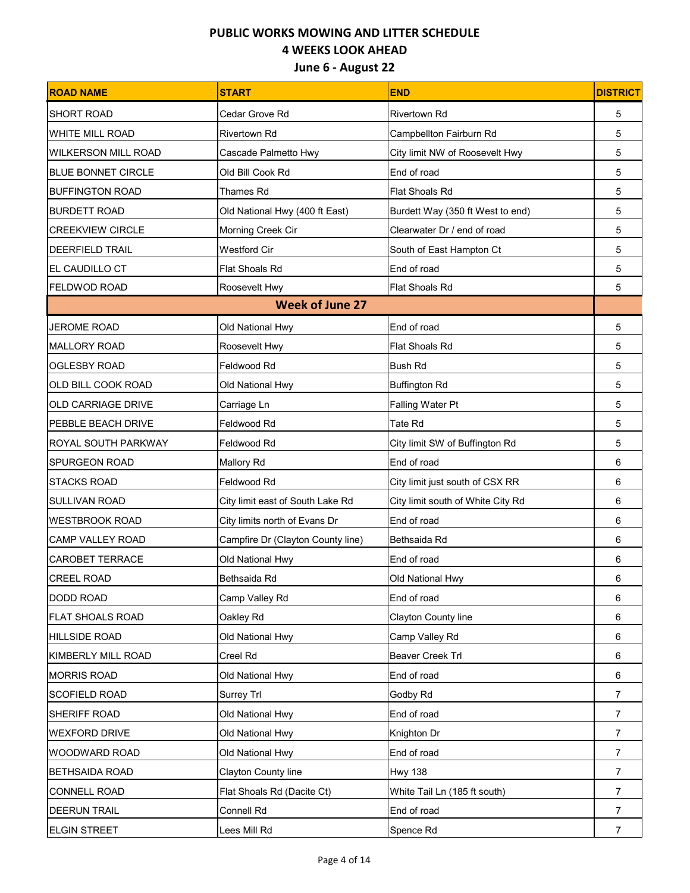# PUBLIC WORKS MOWING AND LITTER SCHEDULE
## 4 WEEKS LOOK AHEAD
## June 6 - August 22

| ROAD NAME | START | END | DISTRICT |
|---|---|---|---|
| SHORT ROAD | Cedar Grove Rd | Rivertown Rd | 5 |
| WHITE MILL ROAD | Rivertown Rd | Campbellton Fairburn Rd | 5 |
| WILKERSON MILL ROAD | Cascade Palmetto Hwy | City limit NW of Roosevelt Hwy | 5 |
| BLUE BONNET CIRCLE | Old Bill Cook Rd | End of road | 5 |
| BUFFINGTON ROAD | Thames Rd | Flat Shoals Rd | 5 |
| BURDETT ROAD | Old National Hwy (400 ft East) | Burdett Way (350 ft West to end) | 5 |
| CREEKVIEW CIRCLE | Morning Creek Cir | Clearwater Dr / end of road | 5 |
| DEERFIELD TRAIL | Westford Cir | South of East Hampton Ct | 5 |
| EL CAUDILLO CT | Flat Shoals Rd | End of road | 5 |
| FELDWOD ROAD | Roosevelt Hwy | Flat Shoals Rd | 5 |
| **Week of June 27** | | | |
| JEROME ROAD | Old National Hwy | End of road | 5 |
| MALLORY ROAD | Roosevelt Hwy | Flat Shoals Rd | 5 |
| OGLESBY ROAD | Feldwood Rd | Bush Rd | 5 |
| OLD BILL COOK ROAD | Old National Hwy | Buffington Rd | 5 |
| OLD CARRIAGE DRIVE | Carriage Ln | Falling Water Pt | 5 |
| PEBBLE BEACH DRIVE | Feldwood Rd | Tate Rd | 5 |
| ROYAL SOUTH PARKWAY | Feldwood Rd | City limit SW of Buffington Rd | 5 |
| SPURGEON ROAD | Mallory Rd | End of road | 6 |
| STACKS ROAD | Feldwood Rd | City limit just south of CSX RR | 6 |
| SULLIVAN ROAD | City limit east of South Lake Rd | City limit south of White City Rd | 6 |
| WESTBROOK ROAD | City limits north of Evans Dr | End of road | 6 |
| CAMP VALLEY ROAD | Campfire Dr (Clayton County line) | Bethsaida Rd | 6 |
| CAROBET TERRACE | Old National Hwy | End of road | 6 |
| CREEL ROAD | Bethsaida Rd | Old National Hwy | 6 |
| DODD ROAD | Camp Valley Rd | End of road | 6 |
| FLAT SHOALS ROAD | Oakley Rd | Clayton County line | 6 |
| HILLSIDE ROAD | Old National Hwy | Camp Valley Rd | 6 |
| KIMBERLY MILL ROAD | Creel Rd | Beaver Creek Trl | 6 |
| MORRIS ROAD | Old National Hwy | End of road | 6 |
| SCOFIELD ROAD | Surrey Trl | Godby Rd | 7 |
| SHERIFF ROAD | Old National Hwy | End of road | 7 |
| WEXFORD DRIVE | Old National Hwy | Knighton Dr | 7 |
| WOODWARD ROAD | Old National Hwy | End of road | 7 |
| BETHSAIDA ROAD | Clayton County line | Hwy 138 | 7 |
| CONNELL ROAD | Flat Shoals Rd (Dacite Ct) | White Tail Ln (185 ft south) | 7 |
| DEERUN TRAIL | Connell Rd | End of road | 7 |
| ELGIN STREET | Lees Mill Rd | Spence Rd | 7 |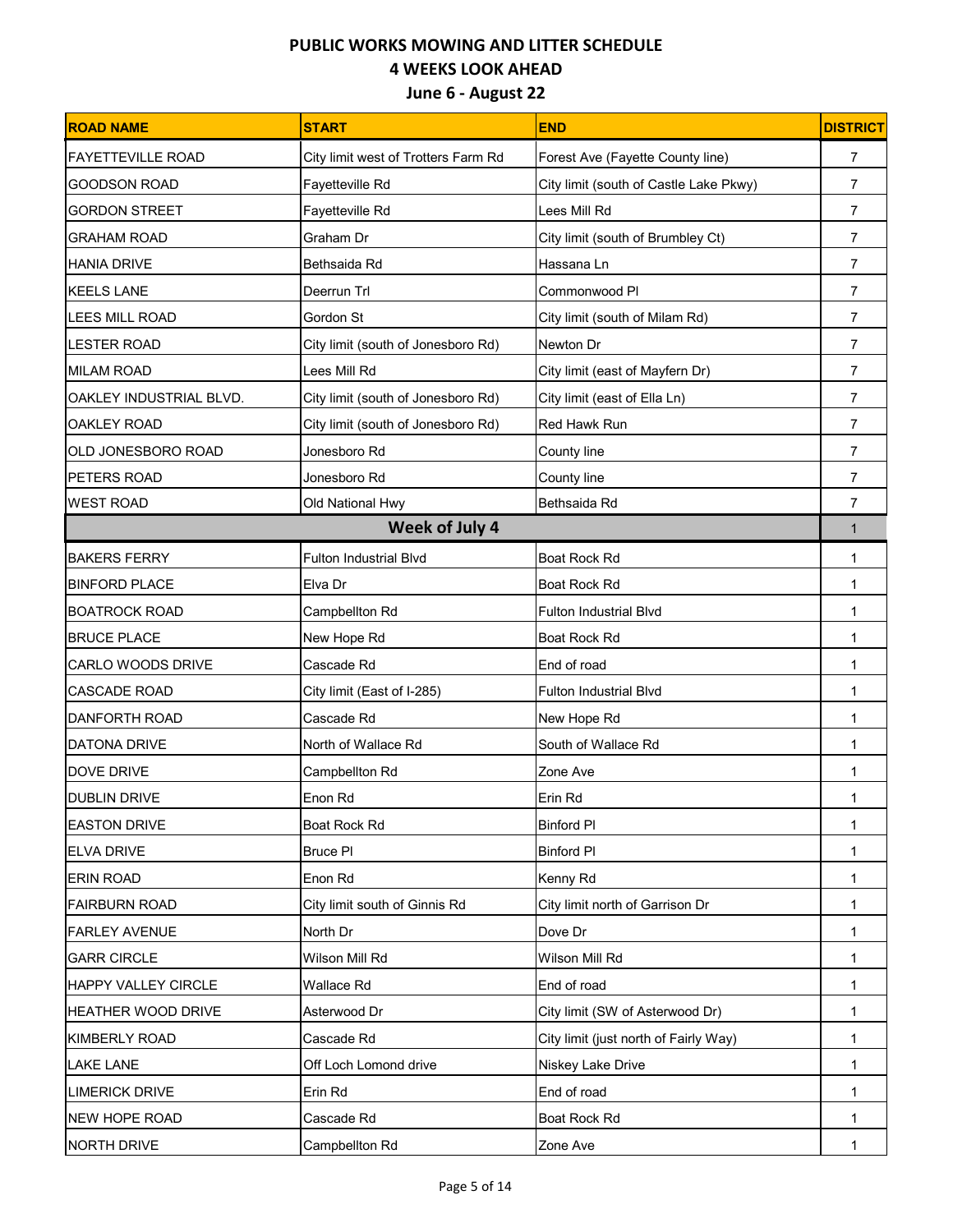# PUBLIC WORKS MOWING AND LITTER SCHEDULE

## 4 WEEKS LOOK AHEAD

### June 6 - August 22

| ROAD NAME | START | END | DISTRICT |
|---|---|---|---|
| FAYETTEVILLE ROAD | City limit west of Trotters Farm Rd | Forest Ave (Fayette County line) | 7 |
| GOODSON ROAD | Fayetteville Rd | City limit (south of Castle Lake Pkwy) | 7 |
| GORDON STREET | Fayetteville Rd | Lees Mill Rd | 7 |
| GRAHAM ROAD | Graham Dr | City limit (south of Brumbley Ct) | 7 |
| HANIA DRIVE | Bethsaida Rd | Hassana Ln | 7 |
| KEELS LANE | Deerrun Trl | Commonwood Pl | 7 |
| LEES MILL ROAD | Gordon St | City limit (south of Milam Rd) | 7 |
| LESTER ROAD | City limit (south of Jonesboro Rd) | Newton Dr | 7 |
| MILAM ROAD | Lees Mill Rd | City limit (east of Mayfern Dr) | 7 |
| OAKLEY INDUSTRIAL BLVD. | City limit (south of Jonesboro Rd) | City limit (east of Ella Ln) | 7 |
| OAKLEY ROAD | City limit (south of Jonesboro Rd) | Red Hawk Run | 7 |
| OLD JONESBORO ROAD | Jonesboro Rd | County line | 7 |
| PETERS ROAD | Jonesboro Rd | County line | 7 |
| WEST ROAD | Old National Hwy | Bethsaida Rd | 7 |
| **Week of July 4** | | | 1 |
| BAKERS FERRY | Fulton Industrial Blvd | Boat Rock Rd | 1 |
| BINFORD PLACE | Elva Dr | Boat Rock Rd | 1 |
| BOATROCK ROAD | Campbellton Rd | Fulton Industrial Blvd | 1 |
| BRUCE PLACE | New Hope Rd | Boat Rock Rd | 1 |
| CARLO WOODS DRIVE | Cascade Rd | End of road | 1 |
| CASCADE ROAD | City limit (East of I-285) | Fulton Industrial Blvd | 1 |
| DANFORTH ROAD | Cascade Rd | New Hope Rd | 1 |
| DATONA DRIVE | North of Wallace Rd | South of Wallace Rd | 1 |
| DOVE DRIVE | Campbellton Rd | Zone Ave | 1 |
| DUBLIN DRIVE | Enon Rd | Erin Rd | 1 |
| EASTON DRIVE | Boat Rock Rd | Binford Pl | 1 |
| ELVA DRIVE | Bruce Pl | Binford Pl | 1 |
| ERIN ROAD | Enon Rd | Kenny Rd | 1 |
| FAIRBURN ROAD | City limit south of Ginnis Rd | City limit north of Garrison Dr | 1 |
| FARLEY AVENUE | North Dr | Dove Dr | 1 |
| GARR CIRCLE | Wilson Mill Rd | Wilson Mill Rd | 1 |
| HAPPY VALLEY CIRCLE | Wallace Rd | End of road | 1 |
| HEATHER WOOD DRIVE | Asterwood Dr | City limit (SW of Asterwood Dr) | 1 |
| KIMBERLY ROAD | Cascade Rd | City limit (just north of Fairly Way) | 1 |
| LAKE LANE | Off Loch Lomond drive | Niskey Lake Drive | 1 |
| LIMERICK DRIVE | Erin Rd | End of road | 1 |
| NEW HOPE ROAD | Cascade Rd | Boat Rock Rd | 1 |
| NORTH DRIVE | Campbellton Rd | Zone Ave | 1 |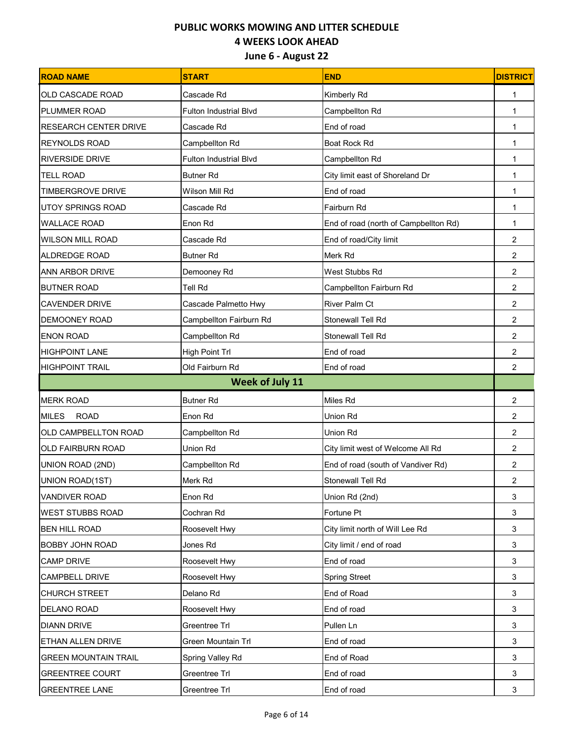**PUBLIC WORKS MOWING AND LITTER SCHEDULE**

**4 WEEKS LOOK AHEAD**

**June 6 - August 22**

| ROAD NAME | START | END | DISTRICT |
|---|---|---|---|
| OLD CASCADE ROAD | Cascade Rd | Kimberly Rd | 1 |
| PLUMMER ROAD | Fulton Industrial Blvd | Campbellton Rd | 1 |
| RESEARCH CENTER DRIVE | Cascade Rd | End of road | 1 |
| REYNOLDS ROAD | Campbellton Rd | Boat Rock Rd | 1 |
| RIVERSIDE DRIVE | Fulton Industrial Blvd | Campbellton Rd | 1 |
| TELL ROAD | Butner Rd | City limit east of Shoreland Dr | 1 |
| TIMBERGROVE DRIVE | Wilson Mill Rd | End of road | 1 |
| UTOY SPRINGS ROAD | Cascade Rd | Fairburn Rd | 1 |
| WALLACE ROAD | Enon Rd | End of road (north of Campbellton Rd) | 1 |
| WILSON MILL ROAD | Cascade Rd | End of road/City limit | 2 |
| ALDREDGE ROAD | Butner Rd | Merk Rd | 2 |
| ANN ARBOR DRIVE | Demooney Rd | West Stubbs Rd | 2 |
| BUTNER ROAD | Tell Rd | Campbellton Fairburn Rd | 2 |
| CAVENDER DRIVE | Cascade Palmetto Hwy | River Palm Ct | 2 |
| DEMOONEY ROAD | Campbellton Fairburn Rd | Stonewall Tell Rd | 2 |
| ENON ROAD | Campbellton Rd | Stonewall Tell Rd | 2 |
| HIGHPOINT LANE | High Point Trl | End of road | 2 |
| HIGHPOINT TRAIL | Old Fairburn Rd | End of road | 2 |
| **Week of July 11** | | | |
| MERK ROAD | Butner Rd | Miles Rd | 2 |
| MILES ROAD | Enon Rd | Union Rd | 2 |
| OLD CAMPBELLTON ROAD | Campbellton Rd | Union Rd | 2 |
| OLD FAIRBURN ROAD | Union Rd | City limit west of Welcome All Rd | 2 |
| UNION ROAD (2ND) | Campbellton Rd | End of road (south of Vandiver Rd) | 2 |
| UNION ROAD(1ST) | Merk Rd | Stonewall Tell Rd | 2 |
| VANDIVER ROAD | Enon Rd | Union Rd (2nd) | 3 |
| WEST STUBBS ROAD | Cochran Rd | Fortune Pt | 3 |
| BEN HILL ROAD | Roosevelt Hwy | City limit north of Will Lee Rd | 3 |
| BOBBY JOHN ROAD | Jones Rd | City limit / end of road | 3 |
| CAMP DRIVE | Roosevelt Hwy | End of road | 3 |
| CAMPBELL DRIVE | Roosevelt Hwy | Spring Street | 3 |
| CHURCH STREET | Delano Rd | End of Road | 3 |
| DELANO ROAD | Roosevelt Hwy | End of road | 3 |
| DIANN DRIVE | Greentree Trl | Pullen Ln | 3 |
| ETHAN ALLEN DRIVE | Green Mountain Trl | End of road | 3 |
| GREEN MOUNTAIN TRAIL | Spring Valley Rd | End of Road | 3 |
| GREENTREE COURT | Greentree Trl | End of road | 3 |
| GREENTREE LANE | Greentree Trl | End of road | 3 |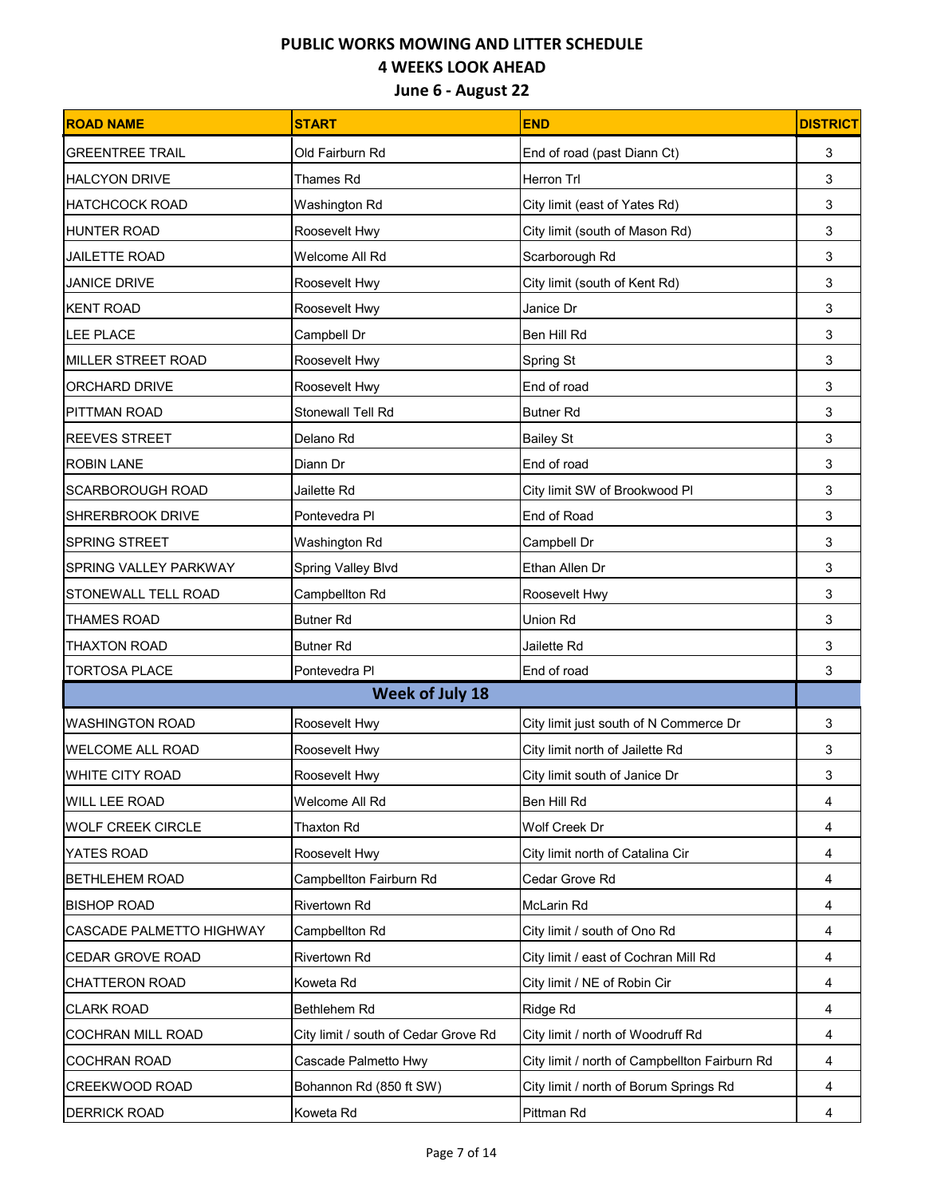# PUBLIC WORKS MOWING AND LITTER SCHEDULE

## 4 WEEKS LOOK AHEAD

### June 6 - August 22

| ROAD NAME | START | END | DISTRICT |
|---|---|---|---|
| GREENTREE TRAIL | Old Fairburn Rd | End of road (past Diann Ct) | 3 |
| HALCYON DRIVE | Thames Rd | Herron Trl | 3 |
| HATCHCOCK ROAD | Washington Rd | City limit (east of Yates Rd) | 3 |
| HUNTER ROAD | Roosevelt Hwy | City limit (south of Mason Rd) | 3 |
| JAILETTE ROAD | Welcome All Rd | Scarborough Rd | 3 |
| JANICE DRIVE | Roosevelt Hwy | City limit (south of Kent Rd) | 3 |
| KENT ROAD | Roosevelt Hwy | Janice Dr | 3 |
| LEE PLACE | Campbell Dr | Ben Hill Rd | 3 |
| MILLER STREET ROAD | Roosevelt Hwy | Spring St | 3 |
| ORCHARD DRIVE | Roosevelt Hwy | End of road | 3 |
| PITTMAN ROAD | Stonewall Tell Rd | Butner Rd | 3 |
| REEVES STREET | Delano Rd | Bailey St | 3 |
| ROBIN LANE | Diann Dr | End of road | 3 |
| SCARBOROUGH ROAD | Jailette Rd | City limit SW of Brookwood Pl | 3 |
| SHRERBROOK DRIVE | Pontevedra Pl | End of Road | 3 |
| SPRING STREET | Washington Rd | Campbell Dr | 3 |
| SPRING VALLEY PARKWAY | Spring Valley Blvd | Ethan Allen Dr | 3 |
| STONEWALL TELL ROAD | Campbellton Rd | Roosevelt Hwy | 3 |
| THAMES ROAD | Butner Rd | Union Rd | 3 |
| THAXTON ROAD | Butner Rd | Jailette Rd | 3 |
| TORTOSA PLACE | Pontevedra Pl | End of road | 3 |
| **Week of July 18** | | | |
| WASHINGTON ROAD | Roosevelt Hwy | City limit just south of N Commerce Dr | 3 |
| WELCOME ALL ROAD | Roosevelt Hwy | City limit north of Jailette Rd | 3 |
| WHITE CITY ROAD | Roosevelt Hwy | City limit south of Janice Dr | 3 |
| WILL LEE ROAD | Welcome All Rd | Ben Hill Rd | 4 |
| WOLF CREEK CIRCLE | Thaxton Rd | Wolf Creek Dr | 4 |
| YATES ROAD | Roosevelt Hwy | City limit north of Catalina Cir | 4 |
| BETHLEHEM ROAD | Campbellton Fairburn Rd | Cedar Grove Rd | 4 |
| BISHOP ROAD | Rivertown Rd | McLarin Rd | 4 |
| CASCADE PALMETTO HIGHWAY | Campbellton Rd | City limit / south of Ono Rd | 4 |
| CEDAR GROVE ROAD | Rivertown Rd | City limit / east of Cochran Mill Rd | 4 |
| CHATTERON ROAD | Koweta Rd | City limit / NE of Robin Cir | 4 |
| CLARK ROAD | Bethlehem Rd | Ridge Rd | 4 |
| COCHRAN MILL ROAD | City limit / south of Cedar Grove Rd | City limit / north of Woodruff Rd | 4 |
| COCHRAN ROAD | Cascade Palmetto Hwy | City limit / north of Campbellton Fairburn Rd | 4 |
| CREEKWOOD ROAD | Bohannon Rd (850 ft SW) | City limit / north of Borum Springs Rd | 4 |
| DERRICK ROAD | Koweta Rd | Pittman Rd | 4 |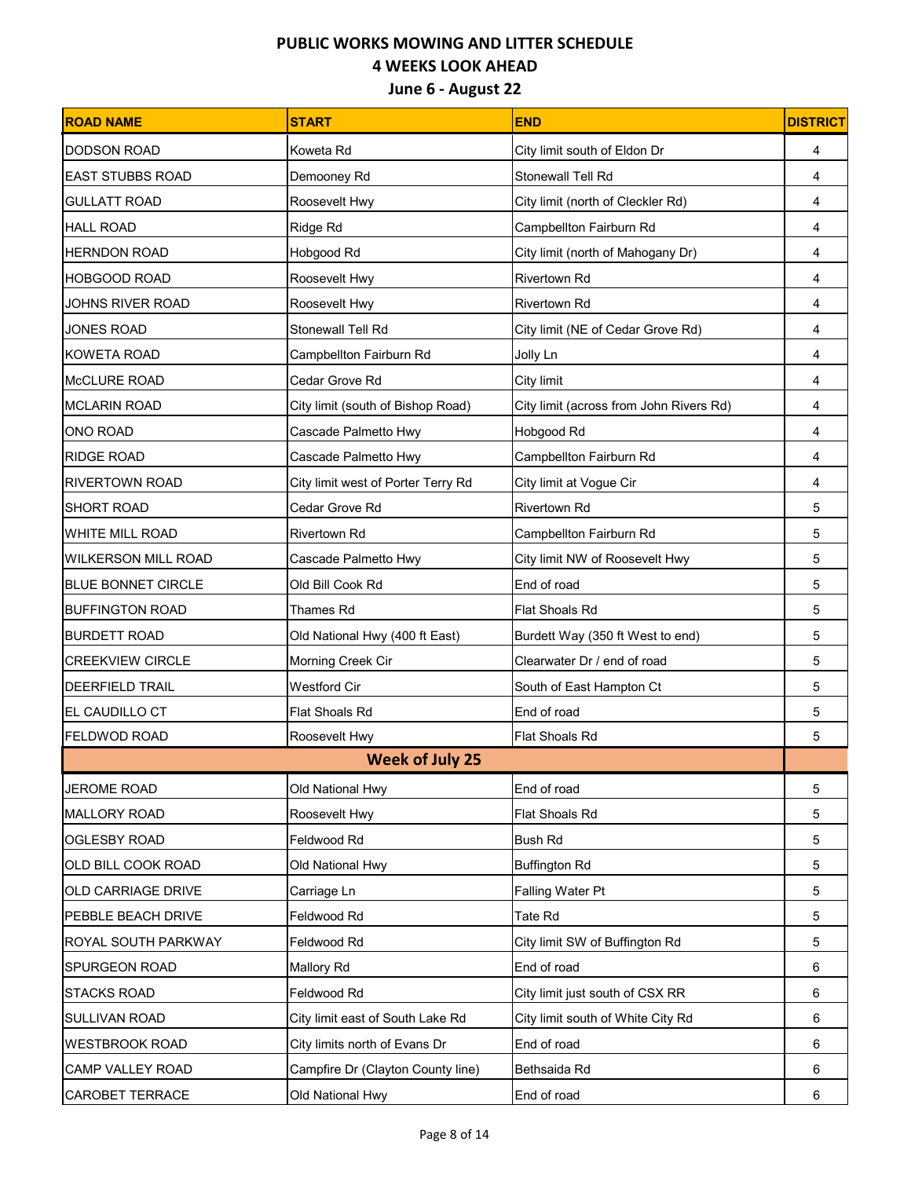## PUBLIC WORKS MOWING AND LITTER SCHEDULE
## 4 WEEKS LOOK AHEAD
## June 6 - August 22

| ROAD NAME | START | END | DISTRICT |
|---|---|---|---|
| DODSON ROAD | Koweta Rd | City limit south of Eldon Dr | 4 |
| EAST STUBBS ROAD | Demooney Rd | Stonewall Tell Rd | 4 |
| GULLATT ROAD | Roosevelt Hwy | City limit (north of Cleckler Rd) | 4 |
| HALL ROAD | Ridge Rd | Campbellton Fairburn Rd | 4 |
| HERNDON ROAD | Hobgood Rd | City limit (north of Mahogany Dr) | 4 |
| HOBGOOD ROAD | Roosevelt Hwy | Rivertown Rd | 4 |
| JOHNS RIVER ROAD | Roosevelt Hwy | Rivertown Rd | 4 |
| JONES ROAD | Stonewall Tell Rd | City limit (NE of Cedar Grove Rd) | 4 |
| KOWETA ROAD | Campbellton Fairburn Rd | Jolly Ln | 4 |
| McCLURE ROAD | Cedar Grove Rd | City limit | 4 |
| MCLARIN ROAD | City limit (south of Bishop Road) | City limit (across from John Rivers Rd) | 4 |
| ONO ROAD | Cascade Palmetto Hwy | Hobgood Rd | 4 |
| RIDGE ROAD | Cascade Palmetto Hwy | Campbellton Fairburn Rd | 4 |
| RIVERTOWN ROAD | City limit west of Porter Terry Rd | City limit at Vogue Cir | 4 |
| SHORT ROAD | Cedar Grove Rd | Rivertown Rd | 5 |
| WHITE MILL ROAD | Rivertown Rd | Campbellton Fairburn Rd | 5 |
| WILKERSON MILL ROAD | Cascade Palmetto Hwy | City limit NW of Roosevelt Hwy | 5 |
| BLUE BONNET CIRCLE | Old Bill Cook Rd | End of road | 5 |
| BUFFINGTON ROAD | Thames Rd | Flat Shoals Rd | 5 |
| BURDETT ROAD | Old National Hwy (400 ft East) | Burdett Way (350 ft West to end) | 5 |
| CREEKVIEW CIRCLE | Morning Creek Cir | Clearwater Dr / end of road | 5 |
| DEERFIELD TRAIL | Westford Cir | South of East Hampton Ct | 5 |
| EL CAUDILLO CT | Flat Shoals Rd | End of road | 5 |
| FELDWOD ROAD | Roosevelt Hwy | Flat Shoals Rd | 5 |
| **Week of July 25** | | | |
| JEROME ROAD | Old National Hwy | End of road | 5 |
| MALLORY ROAD | Roosevelt Hwy | Flat Shoals Rd | 5 |
| OGLESBY ROAD | Feldwood Rd | Bush Rd | 5 |
| OLD BILL COOK ROAD | Old National Hwy | Buffington Rd | 5 |
| OLD CARRIAGE DRIVE | Carriage Ln | Falling Water Pt | 5 |
| PEBBLE BEACH DRIVE | Feldwood Rd | Tate Rd | 5 |
| ROYAL SOUTH PARKWAY | Feldwood Rd | City limit SW of Buffington Rd | 5 |
| SPURGEON ROAD | Mallory Rd | End of road | 6 |
| STACKS ROAD | Feldwood Rd | City limit just south of CSX RR | 6 |
| SULLIVAN ROAD | City limit east of South Lake Rd | City limit south of White City Rd | 6 |
| WESTBROOK ROAD | City limits north of Evans Dr | End of road | 6 |
| CAMP VALLEY ROAD | Campfire Dr (Clayton County line) | Bethsaida Rd | 6 |
| CAROBET TERRACE | Old National Hwy | End of road | 6 |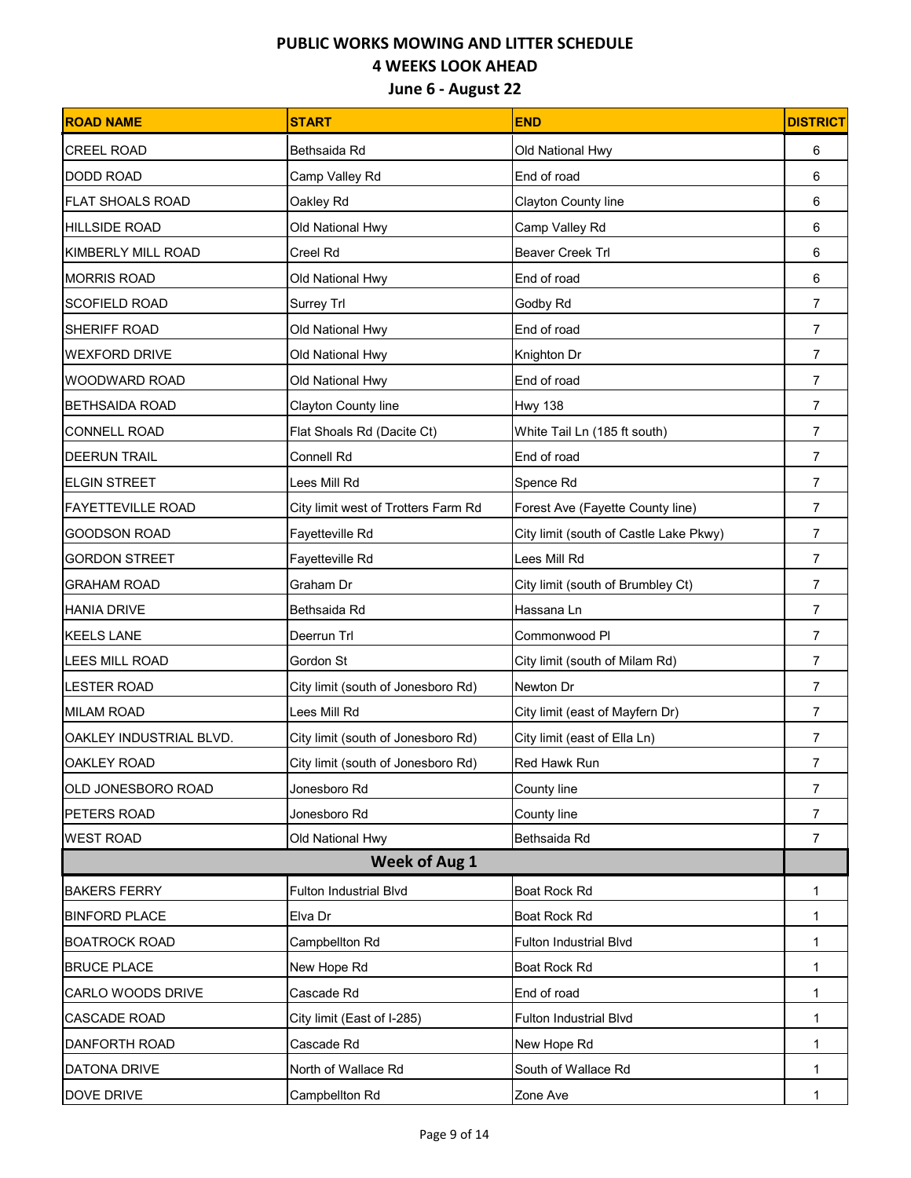# PUBLIC WORKS MOWING AND LITTER SCHEDULE

## 4 WEEKS LOOK AHEAD

## June 6 - August 22

| ROAD NAME | START | END | DISTRICT |
|---|---|---|---|
| CREEL ROAD | Bethsaida Rd | Old National Hwy | 6 |
| DODD ROAD | Camp Valley Rd | End of road | 6 |
| FLAT SHOALS ROAD | Oakley Rd | Clayton County line | 6 |
| HILLSIDE ROAD | Old National Hwy | Camp Valley Rd | 6 |
| KIMBERLY MILL ROAD | Creel Rd | Beaver Creek Trl | 6 |
| MORRIS ROAD | Old National Hwy | End of road | 6 |
| SCOFIELD ROAD | Surrey Trl | Godby Rd | 7 |
| SHERIFF ROAD | Old National Hwy | End of road | 7 |
| WEXFORD DRIVE | Old National Hwy | Knighton Dr | 7 |
| WOODWARD ROAD | Old National Hwy | End of road | 7 |
| BETHSAIDA ROAD | Clayton County line | Hwy 138 | 7 |
| CONNELL ROAD | Flat Shoals Rd (Dacite Ct) | White Tail Ln (185 ft south) | 7 |
| DEERUN TRAIL | Connell Rd | End of road | 7 |
| ELGIN STREET | Lees Mill Rd | Spence Rd | 7 |
| FAYETTEVILLE ROAD | City limit west of Trotters Farm Rd | Forest Ave (Fayette County line) | 7 |
| GOODSON ROAD | Fayetteville Rd | City limit (south of Castle Lake Pkwy) | 7 |
| GORDON STREET | Fayetteville Rd | Lees Mill Rd | 7 |
| GRAHAM ROAD | Graham Dr | City limit (south of Brumbley Ct) | 7 |
| HANIA DRIVE | Bethsaida Rd | Hassana Ln | 7 |
| KEELS LANE | Deerun Trl | Commonwood Pl | 7 |
| LEES MILL ROAD | Gordon St | City limit (south of Milam Rd) | 7 |
| LESTER ROAD | City limit (south of Jonesboro Rd) | Newton Dr | 7 |
| MILAM ROAD | Lees Mill Rd | City limit (east of Mayfern Dr) | 7 |
| OAKLEY INDUSTRIAL BLVD. | City limit (south of Jonesboro Rd) | City limit (east of Ella Ln) | 7 |
| OAKLEY ROAD | City limit (south of Jonesboro Rd) | Red Hawk Run | 7 |
| OLD JONESBORO ROAD | Jonesboro Rd | County line | 7 |
| PETERS ROAD | Jonesboro Rd | County line | 7 |
| WEST ROAD | Old National Hwy | Bethsaida Rd | 7 |
| **Week of Aug 1** | | | |
| BAKERS FERRY | Fulton Industrial Blvd | Boat Rock Rd | 1 |
| BINFORD PLACE | Elva Dr | Boat Rock Rd | 1 |
| BOATROCK ROAD | Campbellton Rd | Fulton Industrial Blvd | 1 |
| BRUCE PLACE | New Hope Rd | Boat Rock Rd | 1 |
| CARLO WOODS DRIVE | Cascade Rd | End of road | 1 |
| CASCADE ROAD | City limit (East of I-285) | Fulton Industrial Blvd | 1 |
| DANFORTH ROAD | Cascade Rd | New Hope Rd | 1 |
| DATONA DRIVE | North of Wallace Rd | South of Wallace Rd | 1 |
| DOVE DRIVE | Campbellton Rd | Zone Ave | 1 |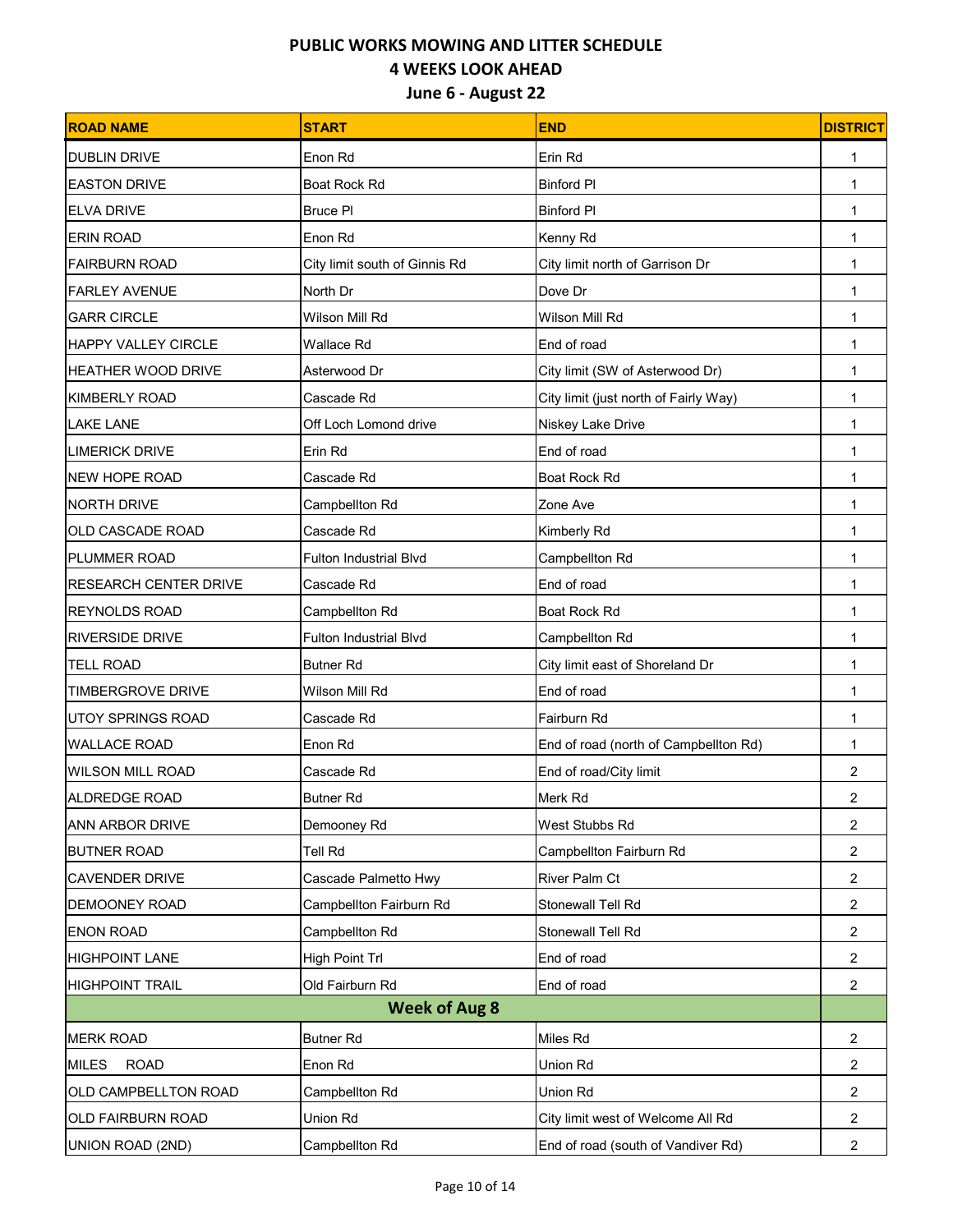# PUBLIC WORKS MOWING AND LITTER SCHEDULE

## 4 WEEKS LOOK AHEAD

### June 6 - August 22

| ROAD NAME | START | END | DISTRICT |
|---|---|---|---|
| DUBLIN DRIVE | Enon Rd | Erin Rd | 1 |
| EASTON DRIVE | Boat Rock Rd | Binford Pl | 1 |
| ELVA DRIVE | Bruce Pl | Binford Pl | 1 |
| ERIN ROAD | Enon Rd | Kenny Rd | 1 |
| FAIRBURN ROAD | City limit south of Ginnis Rd | City limit north of Garrison Dr | 1 |
| FARLEY AVENUE | North Dr | Dove Dr | 1 |
| GARR CIRCLE | Wilson Mill Rd | Wilson Mill Rd | 1 |
| HAPPY VALLEY CIRCLE | Wallace Rd | End of road | 1 |
| HEATHER WOOD DRIVE | Asterwood Dr | City limit (SW of Asterwood Dr) | 1 |
| KIMBERLY ROAD | Cascade Rd | City limit (just north of Fairly Way) | 1 |
| LAKE LANE | Off Loch Lomond drive | Niskey Lake Drive | 1 |
| LIMERICK DRIVE | Erin Rd | End of road | 1 |
| NEW HOPE ROAD | Cascade Rd | Boat Rock Rd | 1 |
| NORTH DRIVE | Campbellton Rd | Zone Ave | 1 |
| OLD CASCADE ROAD | Cascade Rd | Kimberly Rd | 1 |
| PLUMMER ROAD | Fulton Industrial Blvd | Campbellton Rd | 1 |
| RESEARCH CENTER DRIVE | Cascade Rd | End of road | 1 |
| REYNOLDS ROAD | Campbellton Rd | Boat Rock Rd | 1 |
| RIVERSIDE DRIVE | Fulton Industrial Blvd | Campbellton Rd | 1 |
| TELL ROAD | Butner Rd | City limit east of Shoreland Dr | 1 |
| TIMBERGROVE DRIVE | Wilson Mill Rd | End of road | 1 |
| UTOY SPRINGS ROAD | Cascade Rd | Fairburn Rd | 1 |
| WALLACE ROAD | Enon Rd | End of road (north of Campbellton Rd) | 1 |
| WILSON MILL ROAD | Cascade Rd | End of road/City limit | 2 |
| ALDREDGE ROAD | Butner Rd | Merk Rd | 2 |
| ANN ARBOR DRIVE | Demooney Rd | West Stubbs Rd | 2 |
| BUTNER ROAD | Tell Rd | Campbellton Fairburn Rd | 2 |
| CAVENDER DRIVE | Cascade Palmetto Hwy | River Palm Ct | 2 |
| DEMOONEY ROAD | Campbellton Fairburn Rd | Stonewall Tell Rd | 2 |
| ENON ROAD | Campbellton Rd | Stonewall Tell Rd | 2 |
| HIGHPOINT LANE | High Point Trl | End of road | 2 |
| HIGHPOINT TRAIL | Old Fairburn Rd | End of road | 2 |
| **Week of Aug 8** | | | |
| MERK ROAD | Butner Rd | Miles Rd | 2 |
| MILES ROAD | Enon Rd | Union Rd | 2 |
| OLD CAMPBELLTON ROAD | Campbellton Rd | Union Rd | 2 |
| OLD FAIRBURN ROAD | Union Rd | City limit west of Welcome All Rd | 2 |
| UNION ROAD (2ND) | Campbellton Rd | End of road (south of Vandiver Rd) | 2 |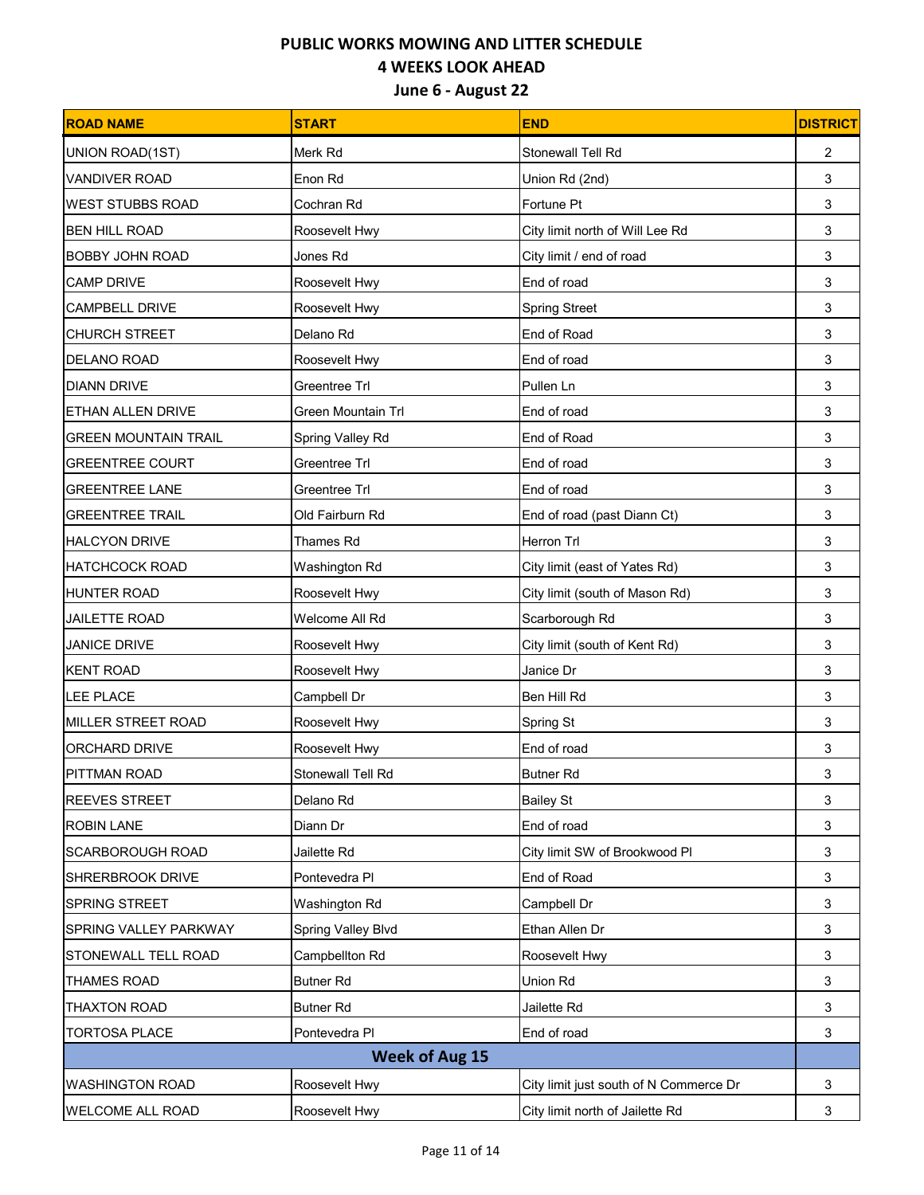# PUBLIC WORKS MOWING AND LITTER SCHEDULE
## 4 WEEKS LOOK AHEAD
### June 6 - August 22

| ROAD NAME | START | END | DISTRICT |
|---|---|---|---|
| UNION ROAD(1ST) | Merk Rd | Stonewall Tell Rd | 2 |
| VANDIVER ROAD | Enon Rd | Union Rd (2nd) | 3 |
| WEST STUBBS ROAD | Cochran Rd | Fortune Pt | 3 |
| BEN HILL ROAD | Roosevelt Hwy | City limit north of Will Lee Rd | 3 |
| BOBBY JOHN ROAD | Jones Rd | City limit / end of road | 3 |
| CAMP DRIVE | Roosevelt Hwy | End of road | 3 |
| CAMPBELL DRIVE | Roosevelt Hwy | Spring Street | 3 |
| CHURCH STREET | Delano Rd | End of Road | 3 |
| DELANO ROAD | Roosevelt Hwy | End of road | 3 |
| DIANN DRIVE | Greentree Trl | Pullen Ln | 3 |
| ETHAN ALLEN DRIVE | Green Mountain Trl | End of road | 3 |
| GREEN MOUNTAIN TRAIL | Spring Valley Rd | End of Road | 3 |
| GREENTREE COURT | Greentree Trl | End of road | 3 |
| GREENTREE LANE | Greentree Trl | End of road | 3 |
| GREENTREE TRAIL | Old Fairburn Rd | End of road (past Diann Ct) | 3 |
| HALCYON DRIVE | Thames Rd | Herron Trl | 3 |
| HATCHCOCK ROAD | Washington Rd | City limit (east of Yates Rd) | 3 |
| HUNTER ROAD | Roosevelt Hwy | City limit (south of Mason Rd) | 3 |
| JAILETTE ROAD | Welcome All Rd | Scarborough Rd | 3 |
| JANICE DRIVE | Roosevelt Hwy | City limit (south of Kent Rd) | 3 |
| KENT ROAD | Roosevelt Hwy | Janice Dr | 3 |
| LEE PLACE | Campbell Dr | Ben Hill Rd | 3 |
| MILLER STREET ROAD | Roosevelt Hwy | Spring St | 3 |
| ORCHARD DRIVE | Roosevelt Hwy | End of road | 3 |
| PITTMAN ROAD | Stonewall Tell Rd | Butner Rd | 3 |
| REEVES STREET | Delano Rd | Bailey St | 3 |
| ROBIN LANE | Diann Dr | End of road | 3 |
| SCARBOROUGH ROAD | Jailette Rd | City limit SW of Brookwood Pl | 3 |
| SHRERBROOK DRIVE | Pontevedra Pl | End of Road | 3 |
| SPRING STREET | Washington Rd | Campbell Dr | 3 |
| SPRING VALLEY PARKWAY | Spring Valley Blvd | Ethan Allen Dr | 3 |
| STONEWALL TELL ROAD | Campbellton Rd | Roosevelt Hwy | 3 |
| THAMES ROAD | Butner Rd | Union Rd | 3 |
| THAXTON ROAD | Butner Rd | Jailette Rd | 3 |
| TORTOSA PLACE | Pontevedra Pl | End of road | 3 |
| **Week of Aug 15** | | | |
| WASHINGTON ROAD | Roosevelt Hwy | City limit just south of N Commerce Dr | 3 |
| WELCOME ALL ROAD | Roosevelt Hwy | City limit north of Jailette Rd | 3 |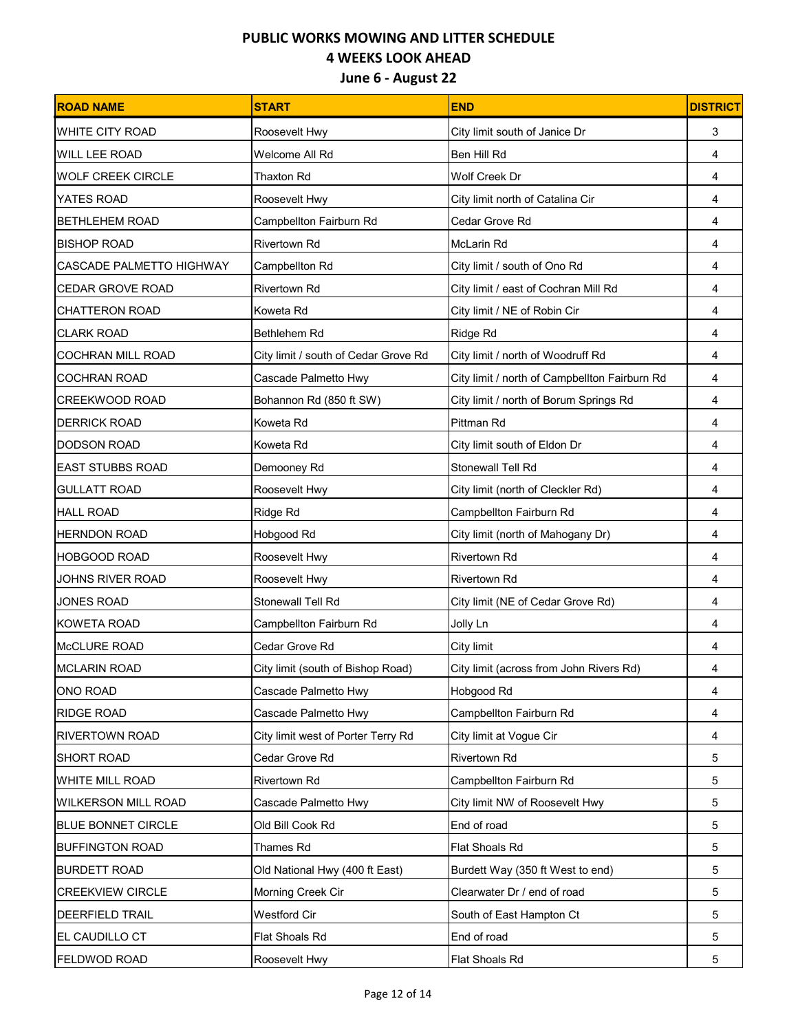# PUBLIC WORKS MOWING AND LITTER SCHEDULE

## 4 WEEKS LOOK AHEAD

### June 6 - August 22

| ROAD NAME | START | END | DISTRICT |
|---|---|---|---|
| WHITE CITY ROAD | Roosevelt Hwy | City limit south of Janice Dr | 3 |
| WILL LEE ROAD | Welcome All Rd | Ben Hill Rd | 4 |
| WOLF CREEK CIRCLE | Thaxton Rd | Wolf Creek Dr | 4 |
| YATES ROAD | Roosevelt Hwy | City limit north of Catalina Cir | 4 |
| BETHLEHEM ROAD | Campbellton Fairburn Rd | Cedar Grove Rd | 4 |
| BISHOP ROAD | Rivertown Rd | McLarin Rd | 4 |
| CASCADE PALMETTO HIGHWAY | Campbellton Rd | City limit / south of Ono Rd | 4 |
| CEDAR GROVE ROAD | Rivertown Rd | City limit / east of Cochran Mill Rd | 4 |
| CHATTERON ROAD | Koweta Rd | City limit / NE of Robin Cir | 4 |
| CLARK ROAD | Bethlehem Rd | Ridge Rd | 4 |
| COCHRAN MILL ROAD | City limit / south of Cedar Grove Rd | City limit / north of Woodruff Rd | 4 |
| COCHRAN ROAD | Cascade Palmetto Hwy | City limit / north of Campbellton Fairburn Rd | 4 |
| CREEKWOOD ROAD | Bohannon Rd (850 ft SW) | City limit / north of Borum Springs Rd | 4 |
| DERRICK ROAD | Koweta Rd | Pittman Rd | 4 |
| DODSON ROAD | Koweta Rd | City limit south of Eldon Dr | 4 |
| EAST STUBBS ROAD | Demooney Rd | Stonewall Tell Rd | 4 |
| GULLATT ROAD | Roosevelt Hwy | City limit (north of Cleckler Rd) | 4 |
| HALL ROAD | Ridge Rd | Campbellton Fairburn Rd | 4 |
| HERNDON ROAD | Hobgood Rd | City limit (north of Mahogany Dr) | 4 |
| HOBGOOD ROAD | Roosevelt Hwy | Rivertown Rd | 4 |
| JOHNS RIVER ROAD | Roosevelt Hwy | Rivertown Rd | 4 |
| JONES ROAD | Stonewall Tell Rd | City limit (NE of Cedar Grove Rd) | 4 |
| KOWETA ROAD | Campbellton Fairburn Rd | Jolly Ln | 4 |
| McCLURE ROAD | Cedar Grove Rd | City limit | 4 |
| MCLARIN ROAD | City limit (south of Bishop Road) | City limit (across from John Rivers Rd) | 4 |
| ONO ROAD | Cascade Palmetto Hwy | Hobgood Rd | 4 |
| RIDGE ROAD | Cascade Palmetto Hwy | Campbellton Fairburn Rd | 4 |
| RIVERTOWN ROAD | City limit west of Porter Terry Rd | City limit at Vogue Cir | 4 |
| SHORT ROAD | Cedar Grove Rd | Rivertown Rd | 5 |
| WHITE MILL ROAD | Rivertown Rd | Campbellton Fairburn Rd | 5 |
| WILKERSON MILL ROAD | Cascade Palmetto Hwy | City limit NW of Roosevelt Hwy | 5 |
| BLUE BONNET CIRCLE | Old Bill Cook Rd | End of road | 5 |
| BUFFINGTON ROAD | Thames Rd | Flat Shoals Rd | 5 |
| BURDETT ROAD | Old National Hwy (400 ft East) | Burdett Way (350 ft West to end) | 5 |
| CREEKVIEW CIRCLE | Morning Creek Cir | Clearwater Dr / end of road | 5 |
| DEERFIELD TRAIL | Westford Cir | South of East Hampton Ct | 5 |
| EL CAUDILLO CT | Flat Shoals Rd | End of road | 5 |
| FELDWOD ROAD | Roosevelt Hwy | Flat Shoals Rd | 5 |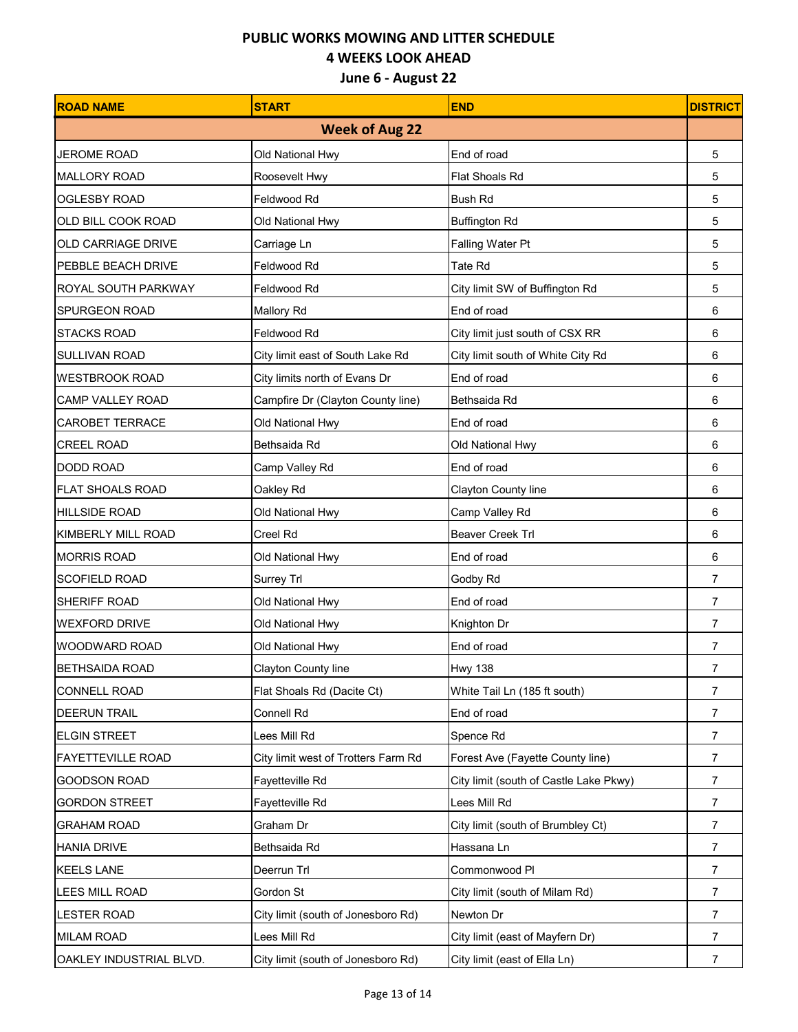# PUBLIC WORKS MOWING AND LITTER SCHEDULE
## 4 WEEKS LOOK AHEAD
### June 6 - August 22

| ROAD NAME | START | END | DISTRICT |
|---|---|---|---|
| **Week of Aug 22** | | | |
| JEROME ROAD | Old National Hwy | End of road | 5 |
| MALLORY ROAD | Roosevelt Hwy | Flat Shoals Rd | 5 |
| OGLESBY ROAD | Feldwood Rd | Bush Rd | 5 |
| OLD BILL COOK ROAD | Old National Hwy | Buffington Rd | 5 |
| OLD CARRIAGE DRIVE | Carriage Ln | Falling Water Pt | 5 |
| PEBBLE BEACH DRIVE | Feldwood Rd | Tate Rd | 5 |
| ROYAL SOUTH PARKWAY | Feldwood Rd | City limit SW of Buffington Rd | 5 |
| SPURGEON ROAD | Mallory Rd | End of road | 6 |
| STACKS ROAD | Feldwood Rd | City limit just south of CSX RR | 6 |
| SULLIVAN ROAD | City limit east of South Lake Rd | City limit south of White City Rd | 6 |
| WESTBROOK ROAD | City limits north of Evans Dr | End of road | 6 |
| CAMP VALLEY ROAD | Campfire Dr (Clayton County line) | Bethsaida Rd | 6 |
| CAROBET TERRACE | Old National Hwy | End of road | 6 |
| CREEL ROAD | Bethsaida Rd | Old National Hwy | 6 |
| DODD ROAD | Camp Valley Rd | End of road | 6 |
| FLAT SHOALS ROAD | Oakley Rd | Clayton County line | 6 |
| HILLSIDE ROAD | Old National Hwy | Camp Valley Rd | 6 |
| KIMBERLY MILL ROAD | Creel Rd | Beaver Creek Trl | 6 |
| MORRIS ROAD | Old National Hwy | End of road | 6 |
| SCOFIELD ROAD | Surrey Trl | Godby Rd | 7 |
| SHERIFF ROAD | Old National Hwy | End of road | 7 |
| WEXFORD DRIVE | Old National Hwy | Knighton Dr | 7 |
| WOODWARD ROAD | Old National Hwy | End of road | 7 |
| BETHSAIDA ROAD | Clayton County line | Hwy 138 | 7 |
| CONNELL ROAD | Flat Shoals Rd (Dacite Ct) | White Tail Ln (185 ft south) | 7 |
| DEERUN TRAIL | Connell Rd | End of road | 7 |
| ELGIN STREET | Lees Mill Rd | Spence Rd | 7 |
| FAYETTEVILLE ROAD | City limit west of Trotters Farm Rd | Forest Ave (Fayette County line) | 7 |
| GOODSON ROAD | Fayetteville Rd | City limit (south of Castle Lake Pkwy) | 7 |
| GORDON STREET | Fayetteville Rd | Lees Mill Rd | 7 |
| GRAHAM ROAD | Graham Dr | City limit (south of Brumbley Ct) | 7 |
| HANIA DRIVE | Bethsaida Rd | Hassana Ln | 7 |
| KEELS LANE | Deerrun Trl | Commonwood Pl | 7 |
| LEES MILL ROAD | Gordon St | City limit (south of Milam Rd) | 7 |
| LESTER ROAD | City limit (south of Jonesboro Rd) | Newton Dr | 7 |
| MILAM ROAD | Lees Mill Rd | City limit (east of Mayfern Dr) | 7 |
| OAKLEY INDUSTRIAL BLVD. | City limit (south of Jonesboro Rd) | City limit (east of Ella Ln) | 7 |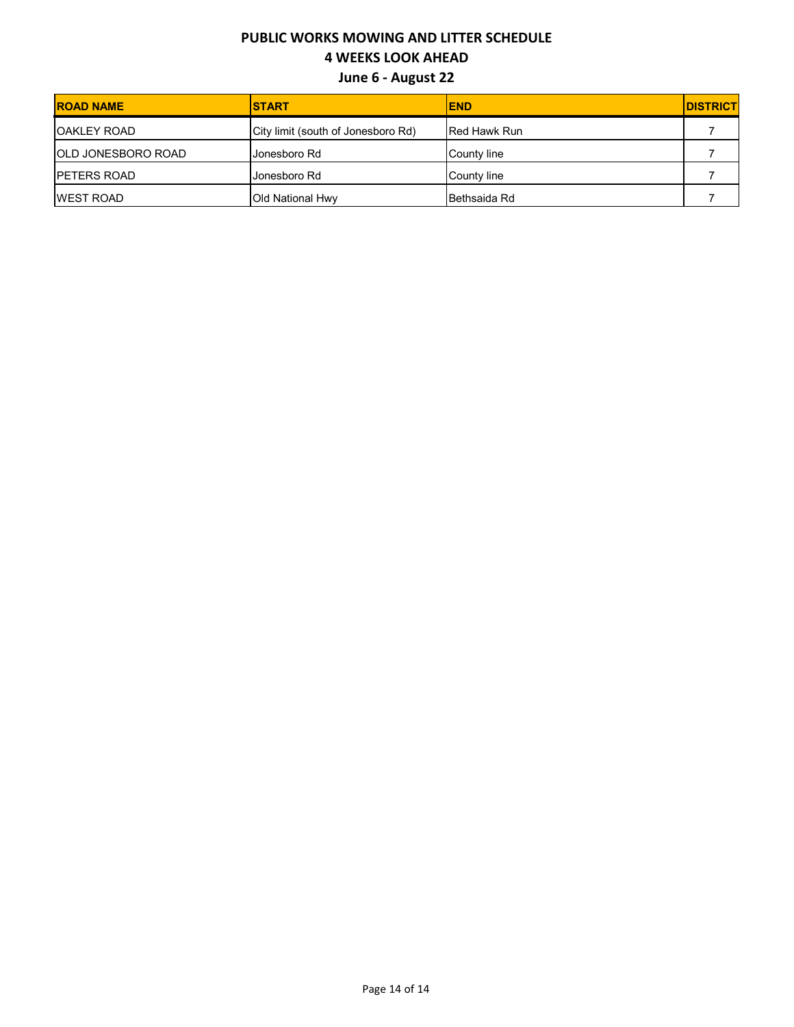# PUBLIC WORKS MOWING AND LITTER SCHEDULE

## 4 WEEKS LOOK AHEAD

## June 6 - August 22

| ROAD NAME | START | END | DISTRICT |
|---|---|---|---|
| OAKLEY ROAD | City limit (south of Jonesboro Rd) | Red Hawk Run | 7 |
| OLD JONESBORO ROAD | Jonesboro Rd | County line | 7 |
| PETERS ROAD | Jonesboro Rd | County line | 7 |
| WEST ROAD | Old National Hwy | Bethsaida Rd | 7 |